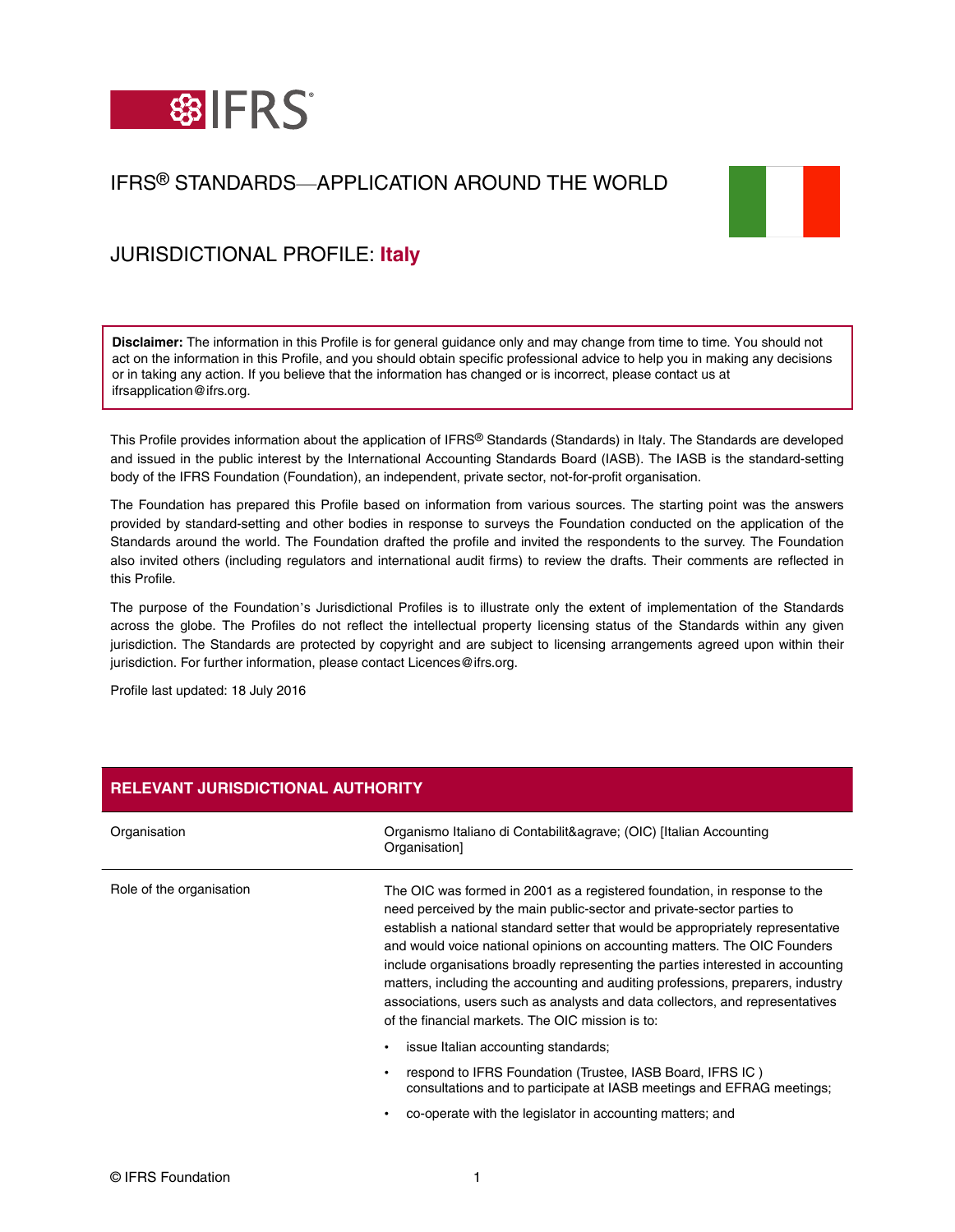# IFRS® STANDARDS—APPLICATION AROUND THE WORLD

## JURISDICTIONAL PROFILE: **Italy**

**Disclaimer:** The information in this Profile is for general guidance only and may change from time to time. You should not act on the information in this Profile, and you should obtain specific professional advice to help you in making any decisions or in taking any action. If you believe that the information has changed or is incorrect, please contact us at ifrsapplication@ifrs.org.

This Profile provides information about the application of IFRS® Standards (Standards) in Italy. The Standards are developed and issued in the public interest by the International Accounting Standards Board (IASB). The IASB is the standard-setting body of the IFRS Foundation (Foundation), an independent, private sector, not-for-profit organisation.

The Foundation has prepared this Profile based on information from various sources. The starting point was the answers provided by standard-setting and other bodies in response to surveys the Foundation conducted on the application of the Standards around the world. The Foundation drafted the profile and invited the respondents to the survey. The Foundation also invited others (including regulators and international audit firms) to review the drafts. Their comments are reflected in this Profile.

The purpose of the Foundation's Jurisdictional Profiles is to illustrate only the extent of implementation of the Standards across the globe. The Profiles do not reflect the intellectual property licensing status of the Standards within any given jurisdiction. The Standards are protected by copyright and are subject to licensing arrangements agreed upon within their jurisdiction. For further information, please contact Licences@ifrs.org.

Profile last updated: 18 July 2016

## RELEVANT JURISDICTIONAL AUTHORITY

| | |
|---|---|
| Organisation | Organismo Italiano di Contabilit&agrave; (OIC) [Italian Accounting Organisation] |
| Role of the organisation | The OIC was formed in 2001 as a registered foundation, in response to the need perceived by the main public-sector and private-sector parties to establish a national standard setter that would be appropriately representative and would voice national opinions on accounting matters. The OIC Founders include organisations broadly representing the parties interested in accounting matters, including the accounting and auditing professions, preparers, industry associations, users such as analysts and data collectors, and representatives of the financial markets. The OIC mission is to:<br>• issue Italian accounting standards;<br>• respond to IFRS Foundation (Trustee, IASB Board, IFRS IC ) consultations and to participate at IASB meetings and EFRAG meetings;<br>• co-operate with the legislator in accounting matters; and |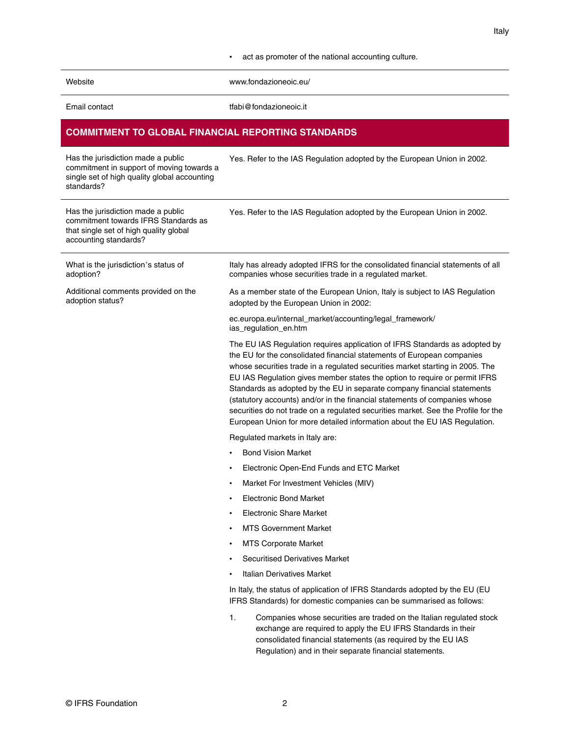- act as promoter of the national accounting culture.

| | |
|---|---|
| Website | www.fondazioneoic.eu/ |
| Email contact | tfabi@fondazioneoic.it |

## COMMITMENT TO GLOBAL FINANCIAL REPORTING STANDARDS

| | |
|---|---|
| Has the jurisdiction made a public commitment in support of moving towards a single set of high quality global accounting standards? | Yes. Refer to the IAS Regulation adopted by the European Union in 2002. |
| Has the jurisdiction made a public commitment towards IFRS Standards as that single set of high quality global accounting standards? | Yes. Refer to the IAS Regulation adopted by the European Union in 2002. |
| What is the jurisdiction's status of adoption? | Italy has already adopted IFRS for the consolidated financial statements of all companies whose securities trade in a regulated market. |

**Additional comments provided on the adoption status?**

As a member state of the European Union, Italy is subject to IAS Regulation adopted by the European Union in 2002:

ec.europa.eu/internal_market/accounting/legal_framework/ias_regulation_en.htm

The EU IAS Regulation requires application of IFRS Standards as adopted by the EU for the consolidated financial statements of European companies whose securities trade in a regulated securities market starting in 2005. The EU IAS Regulation gives member states the option to require or permit IFRS Standards as adopted by the EU in separate company financial statements (statutory accounts) and/or in the financial statements of companies whose securities do not trade on a regulated securities market. See the Profile for the European Union for more detailed information about the EU IAS Regulation.

Regulated markets in Italy are:

- Bond Vision Market
- Electronic Open-End Funds and ETC Market
- Market For Investment Vehicles (MIV)
- Electronic Bond Market
- Electronic Share Market
- MTS Government Market
- MTS Corporate Market
- Securitised Derivatives Market
- Italian Derivatives Market

In Italy, the status of application of IFRS Standards adopted by the EU (EU IFRS Standards) for domestic companies can be summarised as follows:

1. Companies whose securities are traded on the Italian regulated stock exchange are required to apply the EU IFRS Standards in their consolidated financial statements (as required by the EU IAS Regulation) and in their separate financial statements.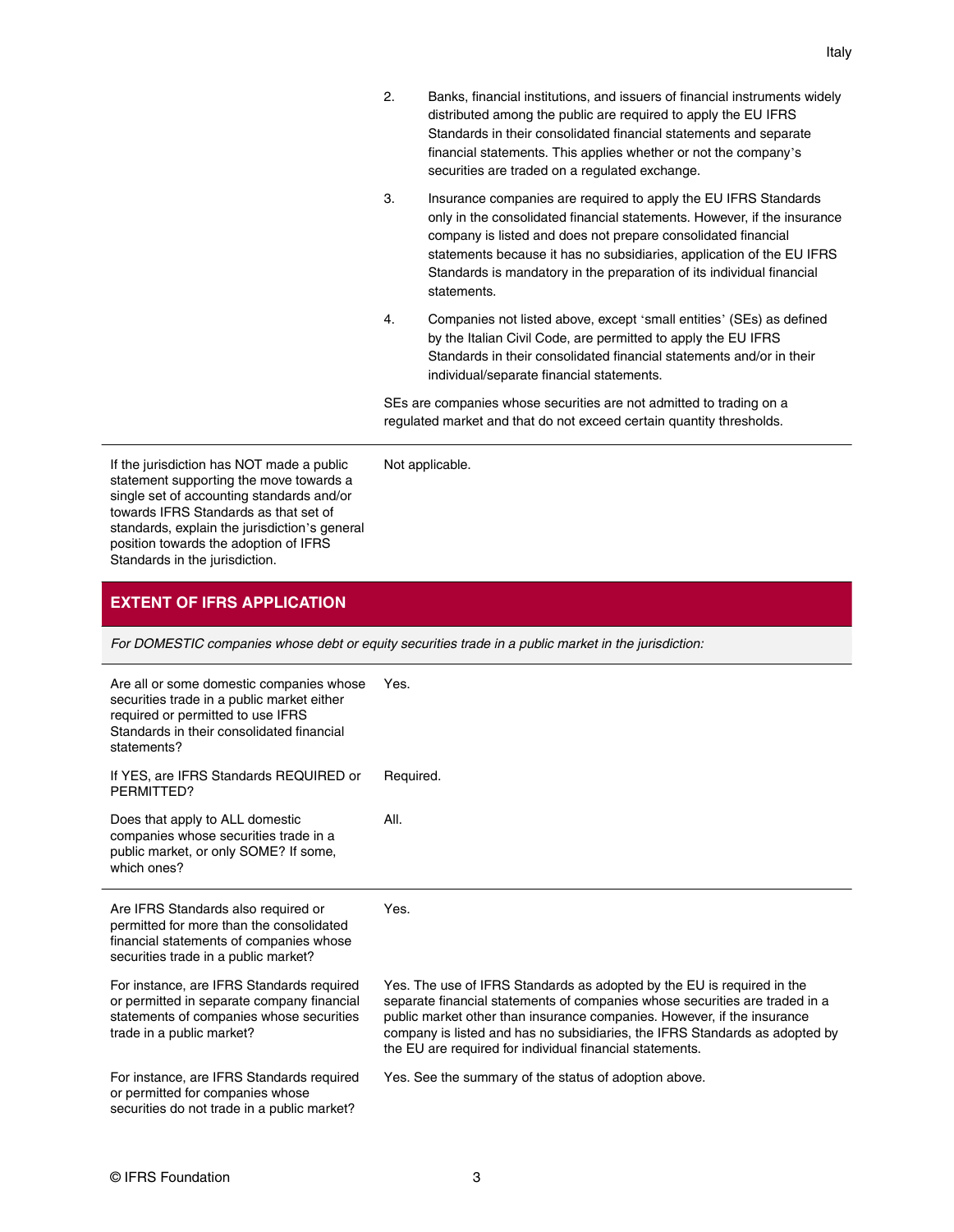| | |
|---|---|
| | 2. Banks, financial institutions, and issuers of financial instruments widely distributed among the public are required to apply the EU IFRS Standards in their consolidated financial statements and separate financial statements. This applies whether or not the company's securities are traded on a regulated exchange.<br><br>3. Insurance companies are required to apply the EU IFRS Standards only in the consolidated financial statements. However, if the insurance company is listed and does not prepare consolidated financial statements because it has no subsidiaries, application of the EU IFRS Standards is mandatory in the preparation of its individual financial statements.<br><br>4. Companies not listed above, except 'small entities' (SEs) as defined by the Italian Civil Code, are permitted to apply the EU IFRS Standards in their consolidated financial statements and/or in their individual/separate financial statements.<br><br>SEs are companies whose securities are not admitted to trading on a regulated market and that do not exceed certain quantity thresholds. |
| If the jurisdiction has NOT made a public statement supporting the move towards a single set of accounting standards and/or towards IFRS Standards as that set of standards, explain the jurisdiction's general position towards the adoption of IFRS Standards in the jurisdiction. | Not applicable. |

## EXTENT OF IFRS APPLICATION

*For DOMESTIC companies whose debt or equity securities trade in a public market in the jurisdiction:*

| | |
|---|---|
| Are all or some domestic companies whose securities trade in a public market either required or permitted to use IFRS Standards in their consolidated financial statements? | Yes. |
| If YES, are IFRS Standards REQUIRED or PERMITTED? | Required. |
| Does that apply to ALL domestic companies whose securities trade in a public market, or only SOME? If some, which ones? | All. |
| Are IFRS Standards also required or permitted for more than the consolidated financial statements of companies whose securities trade in a public market? | Yes. |
| For instance, are IFRS Standards required or permitted in separate company financial statements of companies whose securities trade in a public market? | Yes. The use of IFRS Standards as adopted by the EU is required in the separate financial statements of companies whose securities are traded in a public market other than insurance companies. However, if the insurance company is listed and has no subsidiaries, the IFRS Standards as adopted by the EU are required for individual financial statements. |
| For instance, are IFRS Standards required or permitted for companies whose securities do not trade in a public market? | Yes. See the summary of the status of adoption above. |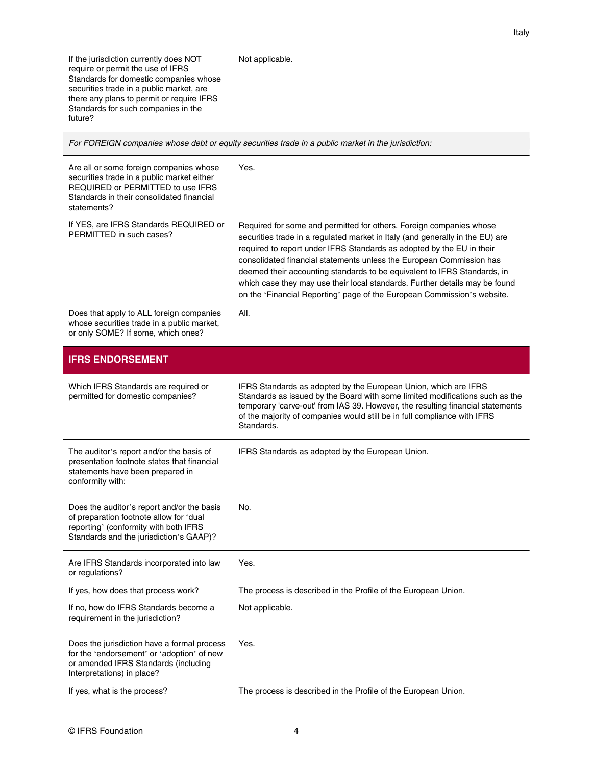| | |
|---|---|
| If the jurisdiction currently does NOT require or permit the use of IFRS Standards for domestic companies whose securities trade in a public market, are there any plans to permit or require IFRS Standards for such companies in the future? | Not applicable. |

*For FOREIGN companies whose debt or equity securities trade in a public market in the jurisdiction:*

| | |
|---|---|
| Are all or some foreign companies whose securities trade in a public market either REQUIRED or PERMITTED to use IFRS Standards in their consolidated financial statements? | Yes. |
| If YES, are IFRS Standards REQUIRED or PERMITTED in such cases? | Required for some and permitted for others. Foreign companies whose securities trade in a regulated market in Italy (and generally in the EU) are required to report under IFRS Standards as adopted by the EU in their consolidated financial statements unless the European Commission has deemed their accounting standards to be equivalent to IFRS Standards, in which case they may use their local standards. Further details may be found on the 'Financial Reporting' page of the European Commission's website. |
| Does that apply to ALL foreign companies whose securities trade in a public market, or only SOME? If some, which ones? | All. |

## IFRS ENDORSEMENT

| | |
|---|---|
| Which IFRS Standards are required or permitted for domestic companies? | IFRS Standards as adopted by the European Union, which are IFRS Standards as issued by the Board with some limited modifications such as the temporary 'carve-out' from IAS 39. However, the resulting financial statements of the majority of companies would still be in full compliance with IFRS Standards. |
| The auditor's report and/or the basis of presentation footnote states that financial statements have been prepared in conformity with: | IFRS Standards as adopted by the European Union. |
| Does the auditor's report and/or the basis of preparation footnote allow for 'dual reporting' (conformity with both IFRS Standards and the jurisdiction's GAAP)? | No. |
| Are IFRS Standards incorporated into law or regulations? | Yes. |
| If yes, how does that process work? | The process is described in the Profile of the European Union. |
| If no, how do IFRS Standards become a requirement in the jurisdiction? | Not applicable. |
| Does the jurisdiction have a formal process for the 'endorsement' or 'adoption' of new or amended IFRS Standards (including Interpretations) in place? | Yes. |
| If yes, what is the process? | The process is described in the Profile of the European Union. |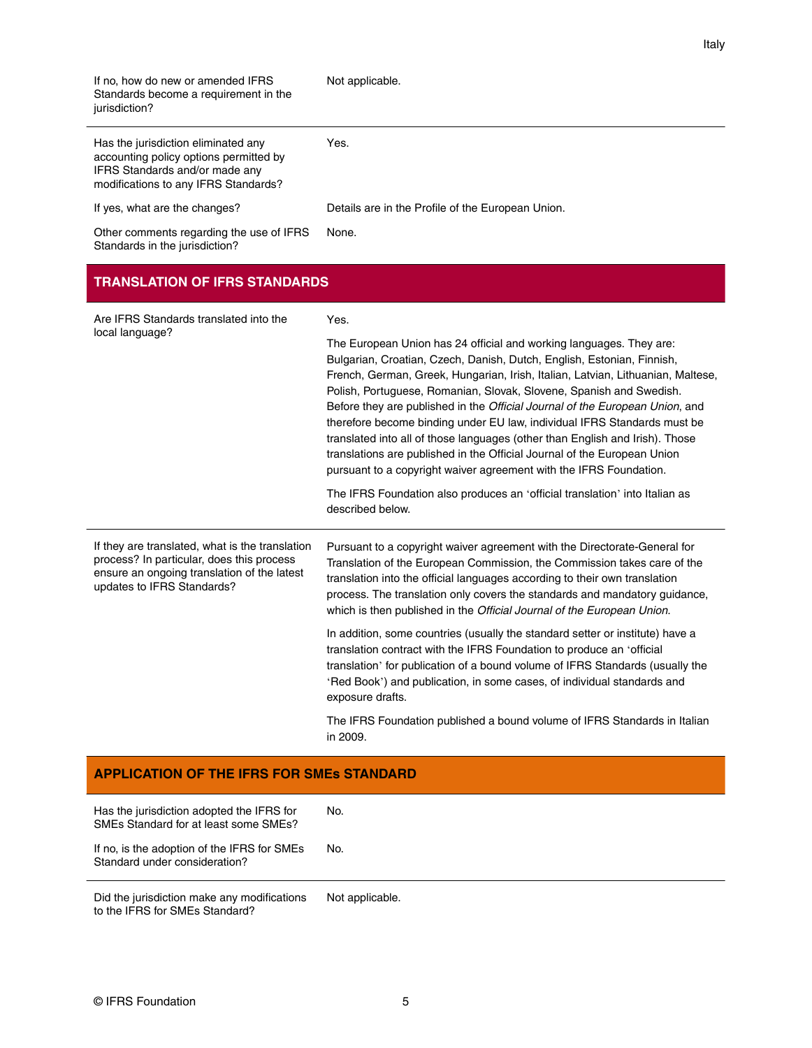| | |
|---|---|
| If no, how do new or amended IFRS Standards become a requirement in the jurisdiction? | Not applicable. |
| Has the jurisdiction eliminated any accounting policy options permitted by IFRS Standards and/or made any modifications to any IFRS Standards? | Yes. |
| If yes, what are the changes? | Details are in the Profile of the European Union. |
| Other comments regarding the use of IFRS Standards in the jurisdiction? | None. |

## TRANSLATION OF IFRS STANDARDS

| | |
|---|---|
| Are IFRS Standards translated into the local language? | Yes.<br><br>The European Union has 24 official and working languages. They are: Bulgarian, Croatian, Czech, Danish, Dutch, English, Estonian, Finnish, French, German, Greek, Hungarian, Irish, Italian, Latvian, Lithuanian, Maltese, Polish, Portuguese, Romanian, Slovak, Slovene, Spanish and Swedish. Before they are published in the *Official Journal of the European Union*, and therefore become binding under EU law, individual IFRS Standards must be translated into all of those languages (other than English and Irish). Those translations are published in the Official Journal of the European Union pursuant to a copyright waiver agreement with the IFRS Foundation.<br><br>The IFRS Foundation also produces an 'official translation' into Italian as described below. |
| If they are translated, what is the translation process? In particular, does this process ensure an ongoing translation of the latest updates to IFRS Standards? | Pursuant to a copyright waiver agreement with the Directorate-General for Translation of the European Commission, the Commission takes care of the translation into the official languages according to their own translation process. The translation only covers the standards and mandatory guidance, which is then published in the *Official Journal of the European Union*.<br><br>In addition, some countries (usually the standard setter or institute) have a translation contract with the IFRS Foundation to produce an 'official translation' for publication of a bound volume of IFRS Standards (usually the 'Red Book') and publication, in some cases, of individual standards and exposure drafts.<br><br>The IFRS Foundation published a bound volume of IFRS Standards in Italian in 2009. |

## APPLICATION OF THE IFRS FOR SMEs STANDARD

| | |
|---|---|
| Has the jurisdiction adopted the IFRS for SMEs Standard for at least some SMEs? | No. |
| If no, is the adoption of the IFRS for SMEs Standard under consideration? | No. |
| Did the jurisdiction make any modifications to the IFRS for SMEs Standard? | Not applicable. |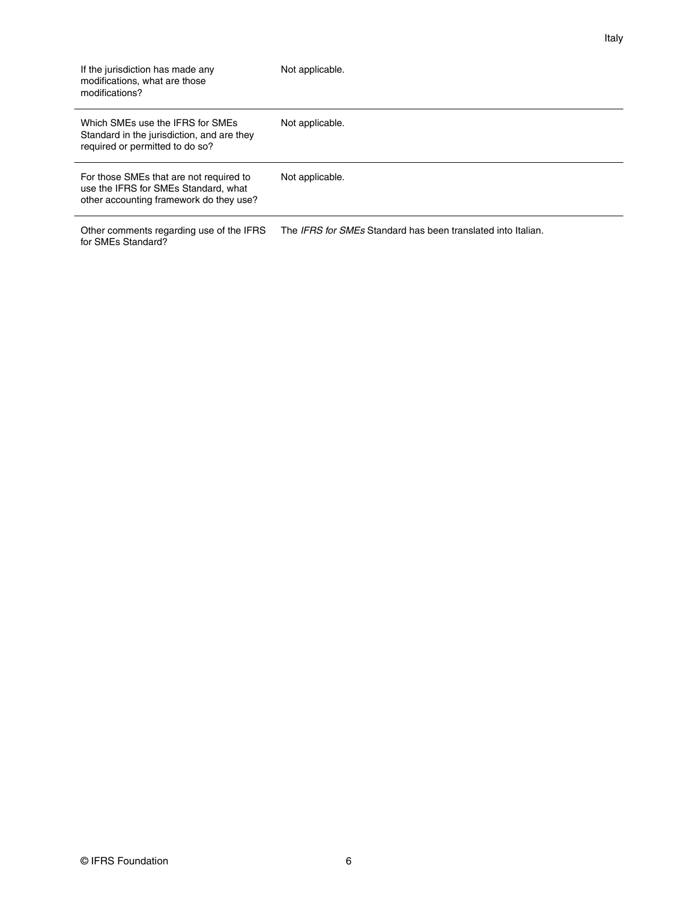| | |
|---|---|
| If the jurisdiction has made any modifications, what are those modifications? | Not applicable. |
| Which SMEs use the IFRS for SMEs Standard in the jurisdiction, and are they required or permitted to do so? | Not applicable. |
| For those SMEs that are not required to use the IFRS for SMEs Standard, what other accounting framework do they use? | Not applicable. |
| Other comments regarding use of the IFRS for SMEs Standard? | The *IFRS for SMEs* Standard has been translated into Italian. |